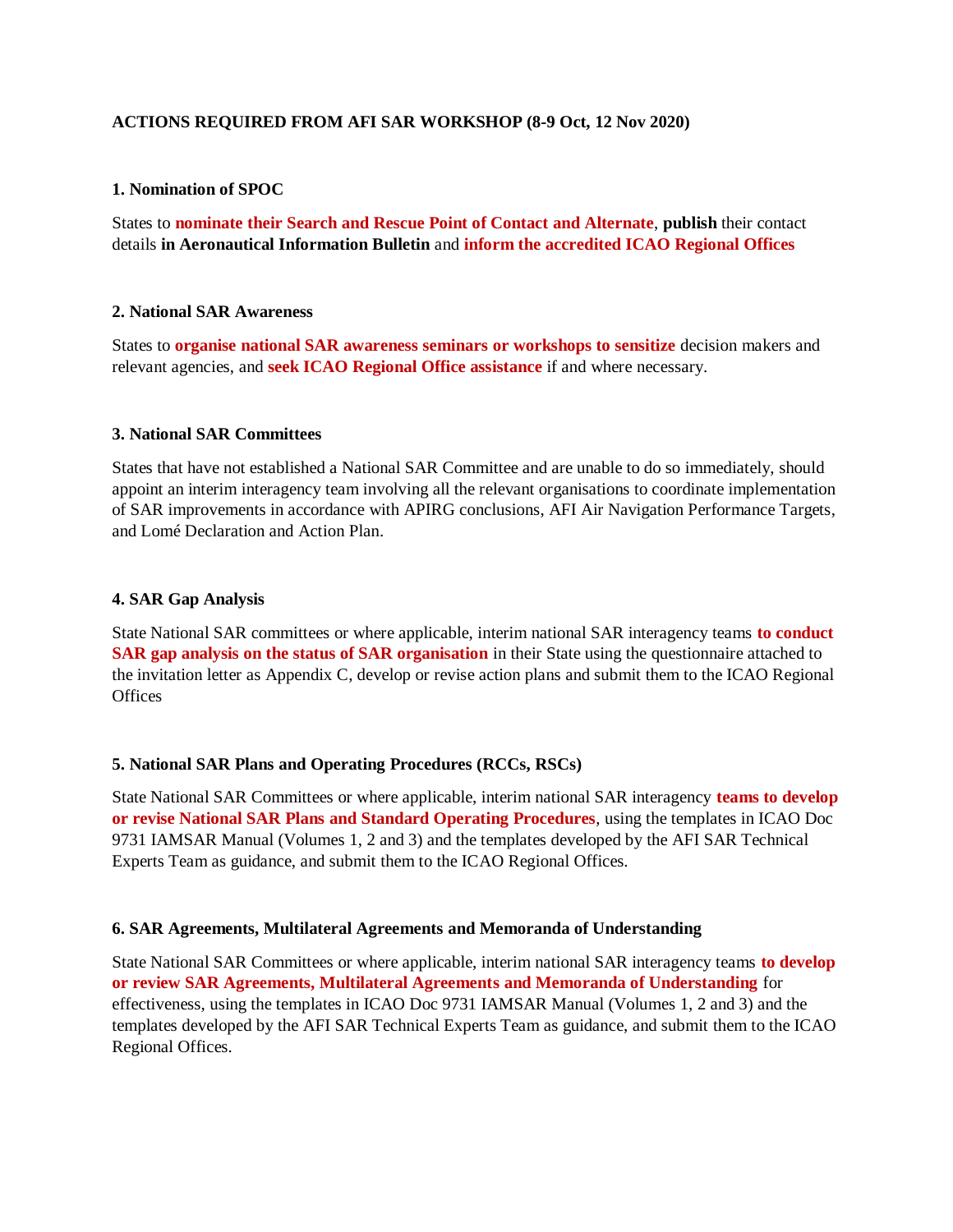# ACTIONS REQUIRED FROM AFI SAR WORKSHOP (8-9 Oct, 12 Nov 2020)

## 1. Nomination of SPOC

States to **nominate their Search and Rescue Point of Contact and Alternate**, **publish** their contact details **in Aeronautical Information Bulletin** and **inform the accredited ICAO Regional Offices**

## 2. National SAR Awareness

States to **organise national SAR awareness seminars or workshops to sensitize** decision makers and relevant agencies, and **seek ICAO Regional Office assistance** if and where necessary.

## 3. National SAR Committees

States that have not established a National SAR Committee and are unable to do so immediately, should appoint an interim interagency team involving all the relevant organisations to coordinate implementation of SAR improvements in accordance with APIRG conclusions, AFI Air Navigation Performance Targets, and Lomé Declaration and Action Plan.

## 4. SAR Gap Analysis

State National SAR committees or where applicable, interim national SAR interagency teams **to conduct SAR gap analysis on the status of SAR organisation** in their State using the questionnaire attached to the invitation letter as Appendix C, develop or revise action plans and submit them to the ICAO Regional Offices

## 5. National SAR Plans and Operating Procedures (RCCs, RSCs)

State National SAR Committees or where applicable, interim national SAR interagency **teams to develop or revise National SAR Plans and Standard Operating Procedures**, using the templates in ICAO Doc 9731 IAMSAR Manual (Volumes 1, 2 and 3) and the templates developed by the AFI SAR Technical Experts Team as guidance, and submit them to the ICAO Regional Offices.

## 6. SAR Agreements, Multilateral Agreements and Memoranda of Understanding

State National SAR Committees or where applicable, interim national SAR interagency teams **to develop or review SAR Agreements, Multilateral Agreements and Memoranda of Understanding** for effectiveness, using the templates in ICAO Doc 9731 IAMSAR Manual (Volumes 1, 2 and 3) and the templates developed by the AFI SAR Technical Experts Team as guidance, and submit them to the ICAO Regional Offices.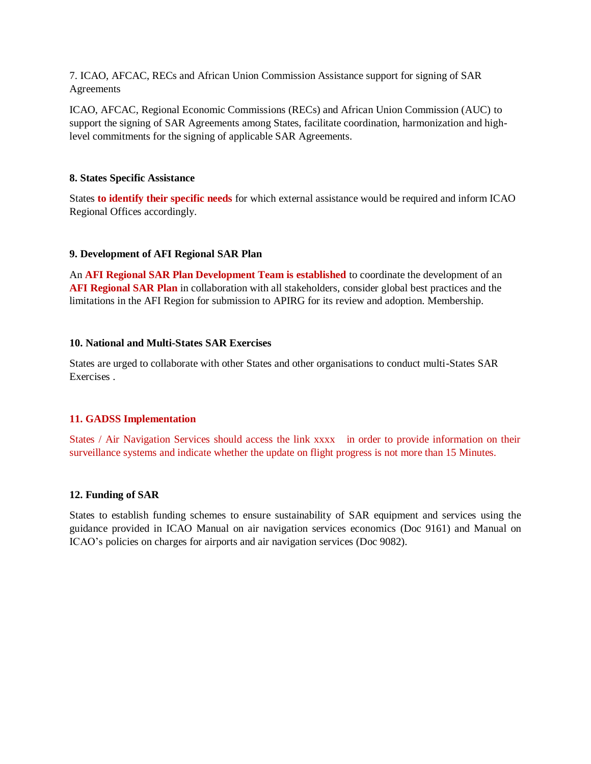7. ICAO, AFCAC, RECs and African Union Commission Assistance support for signing of SAR Agreements

ICAO, AFCAC, Regional Economic Commissions (RECs) and African Union Commission (AUC) to support the signing of SAR Agreements among States, facilitate coordination, harmonization and high-level commitments for the signing of applicable SAR Agreements.

**8. States Specific Assistance**

States **to identify their specific needs** for which external assistance would be required and inform ICAO Regional Offices accordingly.

**9. Development of AFI Regional SAR Plan**

An **AFI Regional SAR Plan Development Team is established** to coordinate the development of an **AFI Regional SAR Plan** in collaboration with all stakeholders, consider global best practices and the limitations in the AFI Region for submission to APIRG for its review and adoption. Membership.

**10. National and Multi-States SAR Exercises**

States are urged to collaborate with other States and other organisations to conduct multi-States SAR Exercises .

**11. GADSS Implementation**

States / Air Navigation Services should access the link xxxx in order to provide information on their surveillance systems and indicate whether the update on flight progress is not more than 15 Minutes.

**12. Funding of SAR**

States to establish funding schemes to ensure sustainability of SAR equipment and services using the guidance provided in ICAO Manual on air navigation services economics (Doc 9161) and Manual on ICAO's policies on charges for airports and air navigation services (Doc 9082).